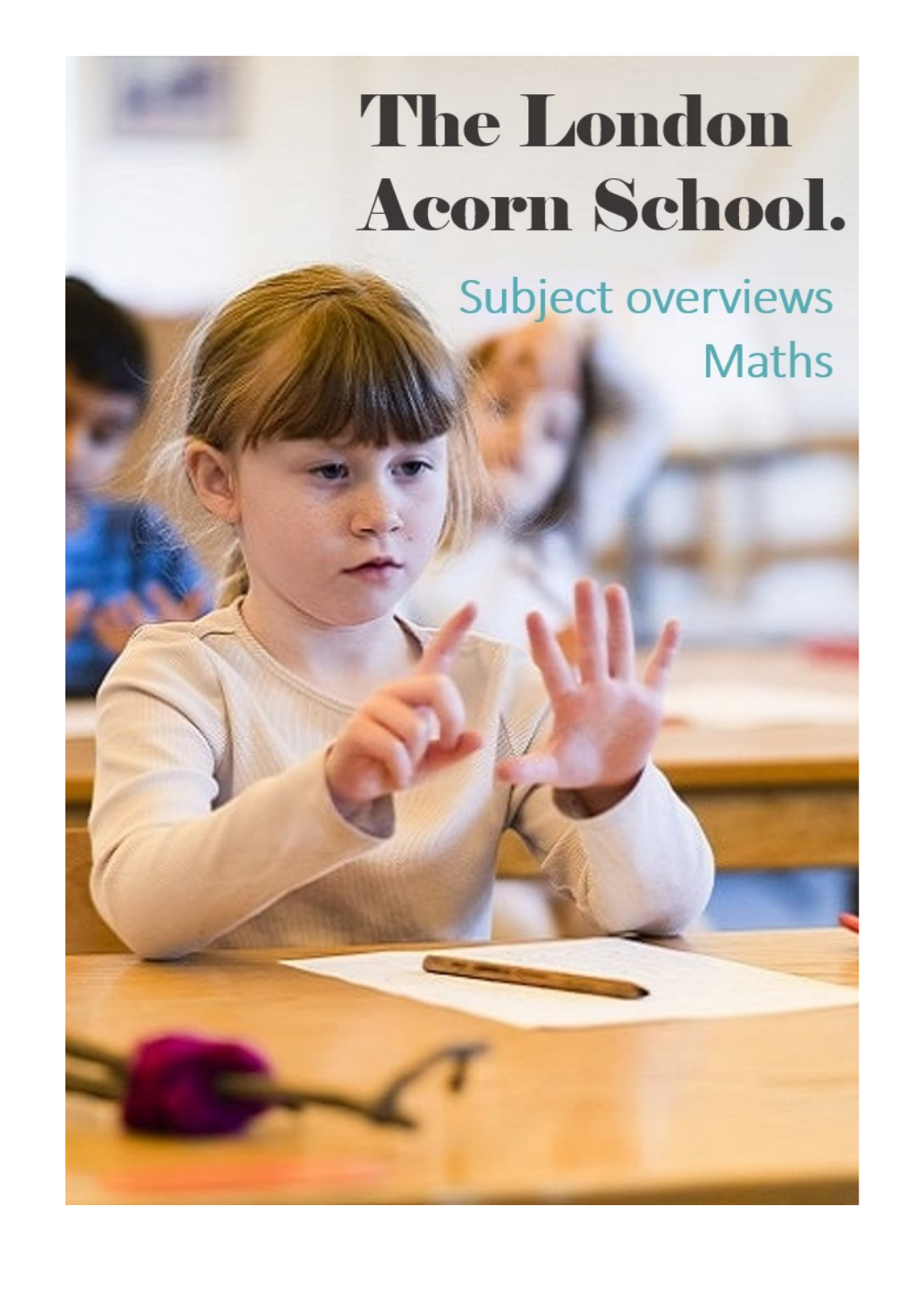# The London Acorn School.

## Subject overviews
## Maths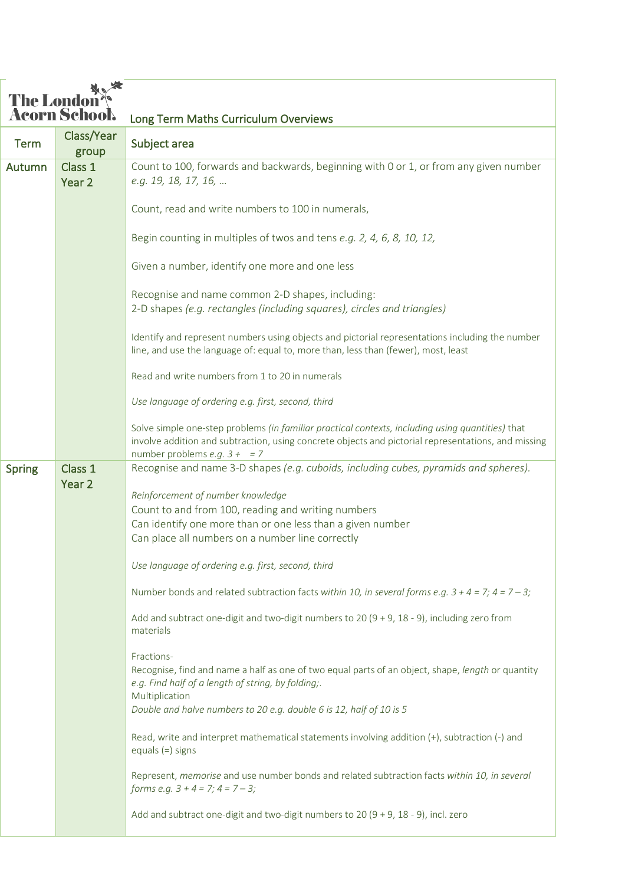The London Acorn School

## Long Term Maths Curriculum Overviews

| Term | Class/Year group | Subject area |
|---|---|---|
| Autumn | Class 1 Year 2 | Count to 100, forwards and backwards, beginning with 0 or 1, or from any given number *e.g. 19, 18, 17, 16, …*<br><br>Count, read and write numbers to 100 in numerals,<br><br>Begin counting in multiples of twos and tens *e.g. 2, 4, 6, 8, 10, 12,*<br><br>Given a number, identify one more and one less<br><br>Recognise and name common 2-D shapes, including:<br>2-D shapes *(e.g. rectangles (including squares), circles and triangles)*<br><br>Identify and represent numbers using objects and pictorial representations including the number line, and use the language of: equal to, more than, less than (fewer), most, least<br><br>Read and write numbers from 1 to 20 in numerals<br><br>*Use language of ordering e.g. first, second, third*<br><br>Solve simple one-step problems *(in familiar practical contexts, including using quantities)* that involve addition and subtraction, using concrete objects and pictorial representations, and missing number problems *e.g. 3 + = 7* |
| Spring | Class 1 Year 2 | Recognise and name 3-D shapes *(e.g. cuboids, including cubes, pyramids and spheres).*<br><br>*Reinforcement of number knowledge*<br>Count to and from 100, reading and writing numbers<br>Can identify one more than or one less than a given number<br>Can place all numbers on a number line correctly<br><br>*Use language of ordering e.g. first, second, third*<br><br>Number bonds and related subtraction facts *within 10, in several forms e.g. 3 + 4 = 7; 4 = 7 – 3;*<br><br>Add and subtract one-digit and two-digit numbers to 20 (9 + 9, 18 - 9), including zero from materials<br><br>Fractions-<br>Recognise, find and name a half as one of two equal parts of an object, shape, *length* or quantity *e.g. Find half of a length of string, by folding;.*<br>Multiplication<br>*Double and halve numbers to 20 e.g. double 6 is 12, half of 10 is 5*<br><br>Read, write and interpret mathematical statements involving addition (+), subtraction (-) and equals (=) signs<br><br>Represent, *memorise* and use number bonds and related subtraction facts *within 10, in several forms e.g. 3 + 4 = 7; 4 = 7 – 3;*<br><br>Add and subtract one-digit and two-digit numbers to 20 (9 + 9, 18 - 9), incl. zero |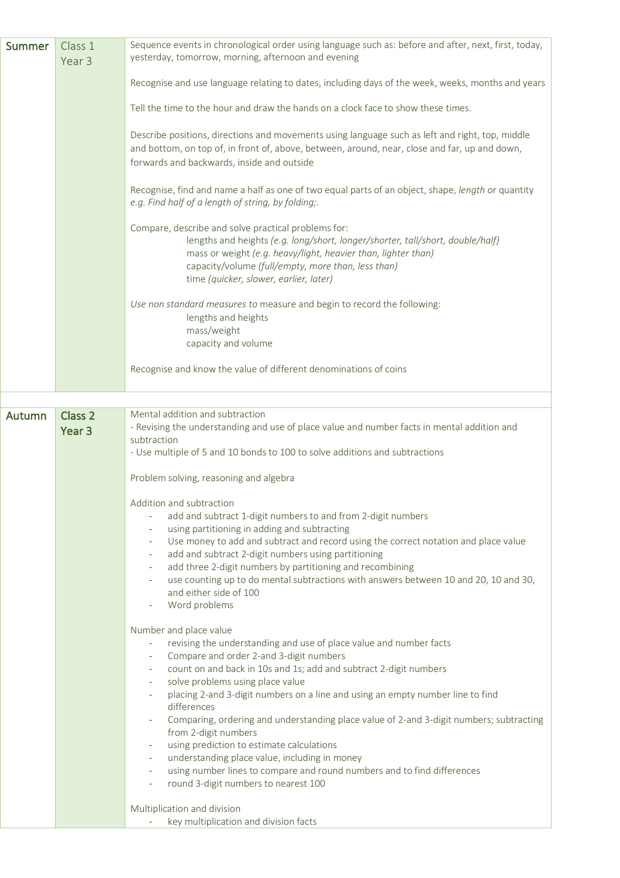| | | |
|---|---|---|
| Summer | Class 1<br>Year 3 | Sequence events in chronological order using language such as: before and after, next, first, today, yesterday, tomorrow, morning, afternoon and evening<br><br>Recognise and use language relating to dates, including days of the week, weeks, months and years<br><br>Tell the time to the hour and draw the hands on a clock face to show these times.<br><br>Describe positions, directions and movements using language such as left and right, top, middle and bottom, on top of, in front of, above, between, around, near, close and far, up and down, forwards and backwards, inside and outside<br><br>Recognise, find and name a half as one of two equal parts of an object, shape, *length* or quantity *e.g. Find half of a length of string, by folding;.*<br><br>Compare, describe and solve practical problems for:<br>lengths and heights *(e.g. long/short, longer/shorter, tall/short, double/half)*<br>mass or weight *(e.g. heavy/light, heavier than, lighter than)*<br>capacity/volume *(full/empty, more than, less than)*<br>time *(quicker, slower, earlier, later)*<br><br>*Use non standard measures to* measure and begin to record the following:<br>lengths and heights<br>mass/weight<br>capacity and volume<br><br>Recognise and know the value of different denominations of coins |
| | | |
| Autumn | Class 2<br>Year 3 | Mental addition and subtraction<br>- Revising the understanding and use of place value and number facts in mental addition and subtraction<br>- Use multiple of 5 and 10 bonds to 100 to solve additions and subtractions<br><br>Problem solving, reasoning and algebra<br><br>Addition and subtraction<br>- add and subtract 1-digit numbers to and from 2-digit numbers<br>- using partitioning in adding and subtracting<br>- Use money to add and subtract and record using the correct notation and place value<br>- add and subtract 2-digit numbers using partitioning<br>- add three 2-digit numbers by partitioning and recombining<br>- use counting up to do mental subtractions with answers between 10 and 20, 10 and 30, and either side of 100<br>- Word problems<br><br>Number and place value<br>- revising the understanding and use of place value and number facts<br>- Compare and order 2-and 3-digit numbers<br>- count on and back in 10s and 1s; add and subtract 2-digit numbers<br>- solve problems using place value<br>- placing 2-and 3-digit numbers on a line and using an empty number line to find differences<br>- Comparing, ordering and understanding place value of 2-and 3-digit numbers; subtracting from 2-digit numbers<br>- using prediction to estimate calculations<br>- understanding place value, including in money<br>- using number lines to compare and round numbers and to find differences<br>- round 3-digit numbers to nearest 100<br><br>Multiplication and division<br>- key multiplication and division facts |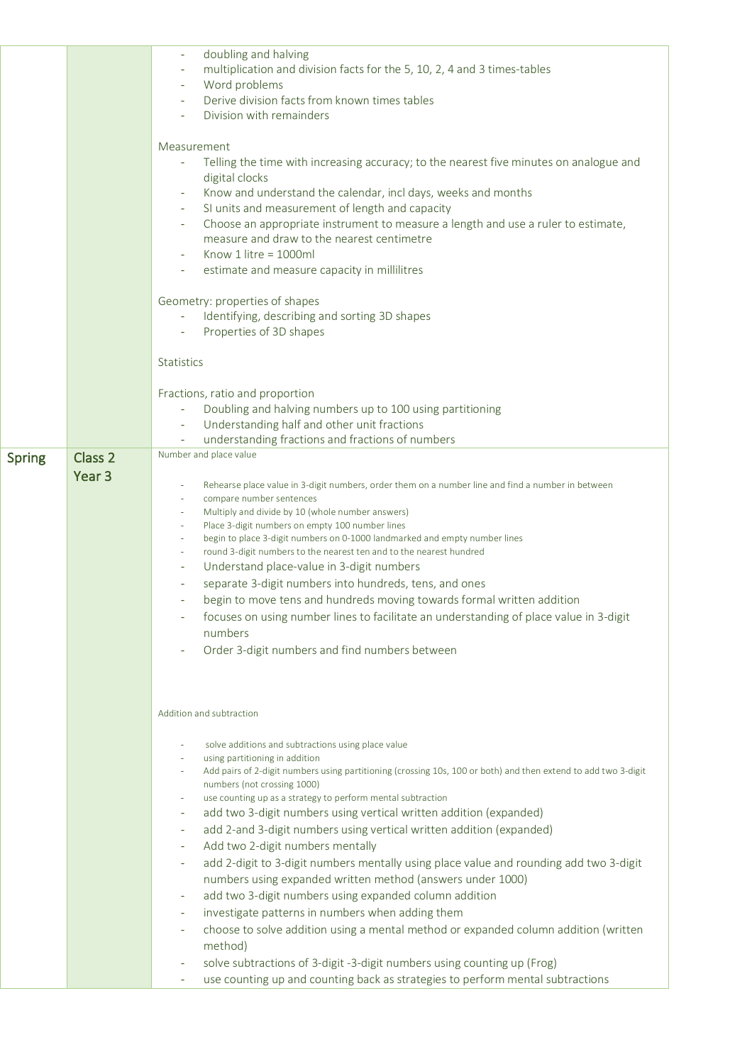| | | |
|---|---|---|
| | | - doubling and halving<br>- multiplication and division facts for the 5, 10, 2, 4 and 3 times-tables<br>- Word problems<br>- Derive division facts from known times tables<br>- Division with remainders<br><br>Measurement<br>- Telling the time with increasing accuracy; to the nearest five minutes on analogue and digital clocks<br>- Know and understand the calendar, incl days, weeks and months<br>- SI units and measurement of length and capacity<br>- Choose an appropriate instrument to measure a length and use a ruler to estimate, measure and draw to the nearest centimetre<br>- Know 1 litre = 1000ml<br>- estimate and measure capacity in millilitres<br><br>Geometry: properties of shapes<br>- Identifying, describing and sorting 3D shapes<br>- Properties of 3D shapes<br><br>Statistics<br><br>Fractions, ratio and proportion<br>- Doubling and halving numbers up to 100 using partitioning<br>- Understanding half and other unit fractions<br>- understanding fractions and fractions of numbers |
| Spring | Class 2<br>Year 3 | Number and place value<br><br>- Rehearse place value in 3-digit numbers, order them on a number line and find a number in between<br>- compare number sentences<br>- Multiply and divide by 10 (whole number answers)<br>- Place 3-digit numbers on empty 100 number lines<br>- begin to place 3-digit numbers on 0-1000 landmarked and empty number lines<br>- round 3-digit numbers to the nearest ten and to the nearest hundred<br>- Understand place-value in 3-digit numbers<br>- separate 3-digit numbers into hundreds, tens, and ones<br>- begin to move tens and hundreds moving towards formal written addition<br>- focuses on using number lines to facilitate an understanding of place value in 3-digit numbers<br>- Order 3-digit numbers and find numbers between<br><br>Addition and subtraction<br><br>- solve additions and subtractions using place value<br>- using partitioning in addition<br>- Add pairs of 2-digit numbers using partitioning (crossing 10s, 100 or both) and then extend to add two 3-digit numbers (not crossing 1000)<br>- use counting up as a strategy to perform mental subtraction<br>- add two 3-digit numbers using vertical written addition (expanded)<br>- add 2-and 3-digit numbers using vertical written addition (expanded)<br>- Add two 2-digit numbers mentally<br>- add 2-digit to 3-digit numbers mentally using place value and rounding add two 3-digit numbers using expanded written method (answers under 1000)<br>- add two 3-digit numbers using expanded column addition<br>- investigate patterns in numbers when adding them<br>- choose to solve addition using a mental method or expanded column addition (written method)<br>- solve subtractions of 3-digit -3-digit numbers using counting up (Frog)<br>- use counting up and counting back as strategies to perform mental subtractions |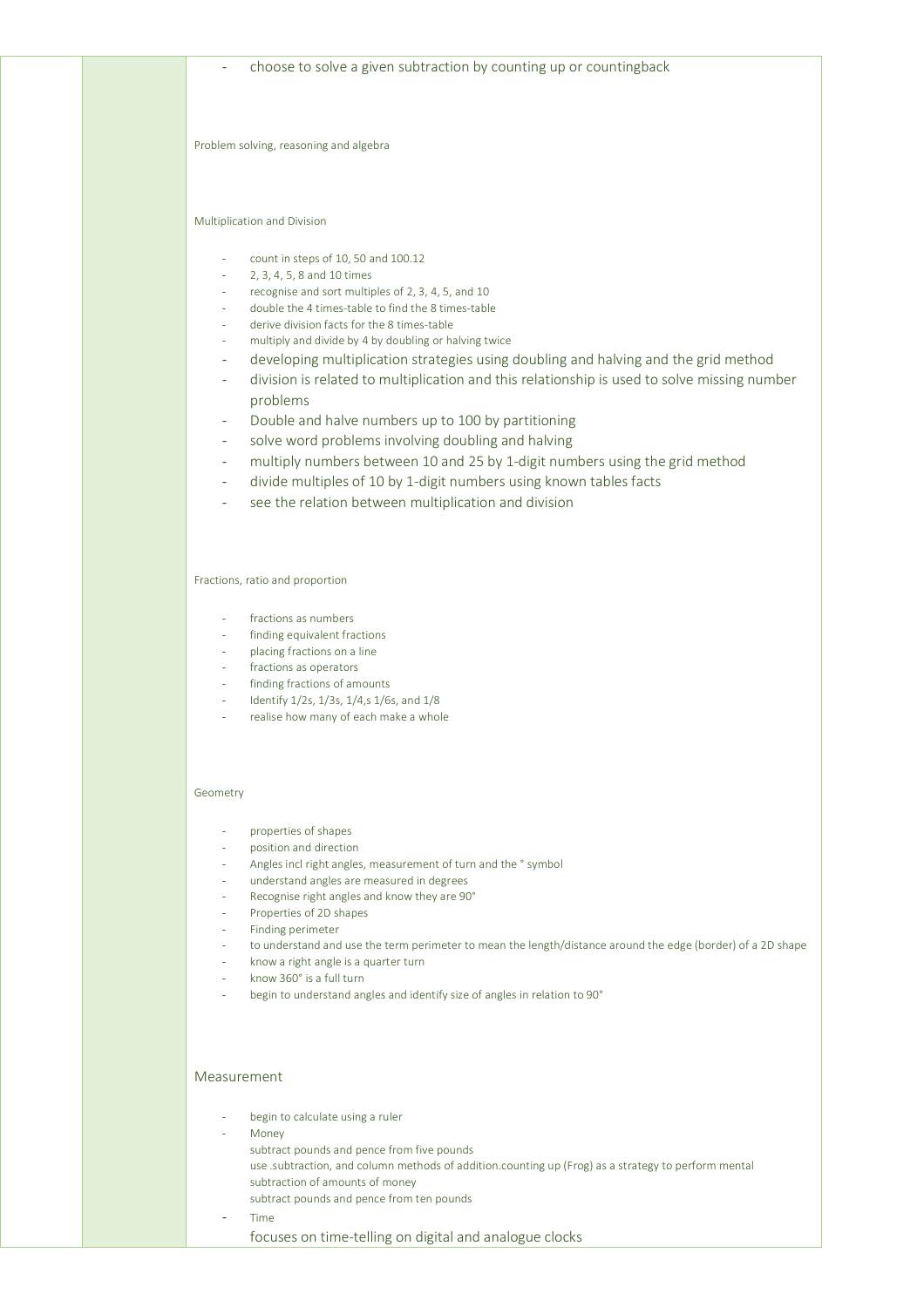- choose to solve a given subtraction by counting up or countingback

Problem solving, reasoning and algebra

Multiplication and Division

- count in steps of 10, 50 and 100.12
- 2, 3, 4, 5, 8 and 10 times
- recognise and sort multiples of 2, 3, 4, 5, and 10
- double the 4 times-table to find the 8 times-table
- derive division facts for the 8 times-table
- multiply and divide by 4 by doubling or halving twice
- developing multiplication strategies using doubling and halving and the grid method
- division is related to multiplication and this relationship is used to solve missing number problems
- Double and halve numbers up to 100 by partitioning
- solve word problems involving doubling and halving
- multiply numbers between 10 and 25 by 1-digit numbers using the grid method
- divide multiples of 10 by 1-digit numbers using known tables facts
- see the relation between multiplication and division

Fractions, ratio and proportion

- fractions as numbers
- finding equivalent fractions
- placing fractions on a line
- fractions as operators
- finding fractions of amounts
- Identify 1/2s, 1/3s, 1/4,s 1/6s, and 1/8
- realise how many of each make a whole

Geometry

- properties of shapes
- position and direction
- Angles incl right angles, measurement of turn and the ° symbol
- understand angles are measured in degrees
- Recognise right angles and know they are 90°
- Properties of 2D shapes
- Finding perimeter
- to understand and use the term perimeter to mean the length/distance around the edge (border) of a 2D shape
- know a right angle is a quarter turn
- know 360° is a full turn
- begin to understand angles and identify size of angles in relation to 90°

Measurement

- begin to calculate using a ruler
- Money
  subtract pounds and pence from five pounds
  use .subtraction, and column methods of addition.counting up (Frog) as a strategy to perform mental subtraction of amounts of money
  subtract pounds and pence from ten pounds
- Time
  focuses on time-telling on digital and analogue clocks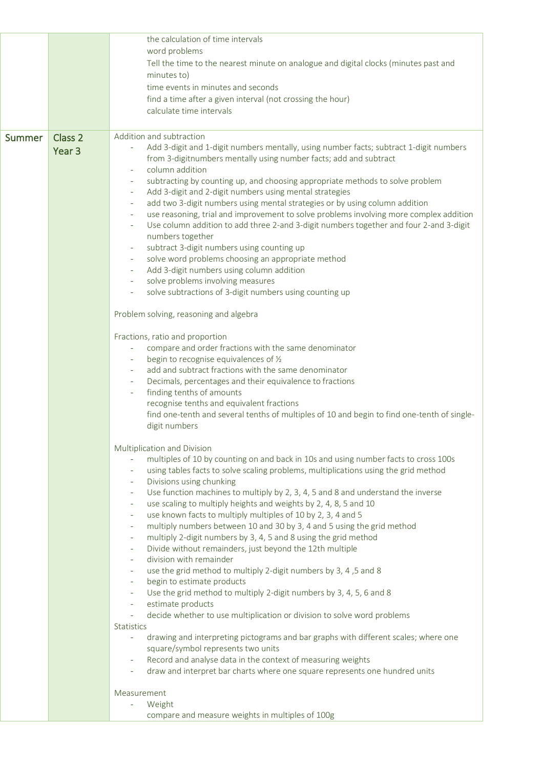| | | |
|---|---|---|
| | | the calculation of time intervals<br>word problems<br>Tell the time to the nearest minute on analogue and digital clocks (minutes past and minutes to)<br>time events in minutes and seconds<br>find a time after a given interval (not crossing the hour)<br>calculate time intervals |
| Summer | Class 2<br>Year 3 | Addition and subtraction<br>- Add 3-digit and 1-digit numbers mentally, using number facts; subtract 1-digit numbers from 3-digitnumbers mentally using number facts; add and subtract<br>- column addition<br>- subtracting by counting up, and choosing appropriate methods to solve problem<br>- Add 3-digit and 2-digit numbers using mental strategies<br>- add two 3-digit numbers using mental strategies or by using column addition<br>- use reasoning, trial and improvement to solve problems involving more complex addition<br>- Use column addition to add three 2-and 3-digit numbers together and four 2-and 3-digit numbers together<br>- subtract 3-digit numbers using counting up<br>- solve word problems choosing an appropriate method<br>- Add 3-digit numbers using column addition<br>- solve problems involving measures<br>- solve subtractions of 3-digit numbers using counting up<br><br>Problem solving, reasoning and algebra<br><br>Fractions, ratio and proportion<br>- compare and order fractions with the same denominator<br>- begin to recognise equivalences of ½<br>- add and subtract fractions with the same denominator<br>- Decimals, percentages and their equivalence to fractions<br>- finding tenths of amounts<br>recognise tenths and equivalent fractions<br>find one-tenth and several tenths of multiples of 10 and begin to find one-tenth of single-digit numbers<br><br>Multiplication and Division<br>- multiples of 10 by counting on and back in 10s and using number facts to cross 100s<br>- using tables facts to solve scaling problems, multiplications using the grid method<br>- Divisions using chunking<br>- Use function machines to multiply by 2, 3, 4, 5 and 8 and understand the inverse<br>- use scaling to multiply heights and weights by 2, 4, 8, 5 and 10<br>- use known facts to multiply multiples of 10 by 2, 3, 4 and 5<br>- multiply numbers between 10 and 30 by 3, 4 and 5 using the grid method<br>- multiply 2-digit numbers by 3, 4, 5 and 8 using the grid method<br>- Divide without remainders, just beyond the 12th multiple<br>- division with remainder<br>- use the grid method to multiply 2-digit numbers by 3, 4 ,5 and 8<br>- begin to estimate products<br>- Use the grid method to multiply 2-digit numbers by 3, 4, 5, 6 and 8<br>- estimate products<br>- decide whether to use multiplication or division to solve word problems<br>Statistics<br>- drawing and interpreting pictograms and bar graphs with different scales; where one square/symbol represents two units<br>- Record and analyse data in the context of measuring weights<br>- draw and interpret bar charts where one square represents one hundred units<br><br>Measurement<br>- Weight<br>compare and measure weights in multiples of 100g |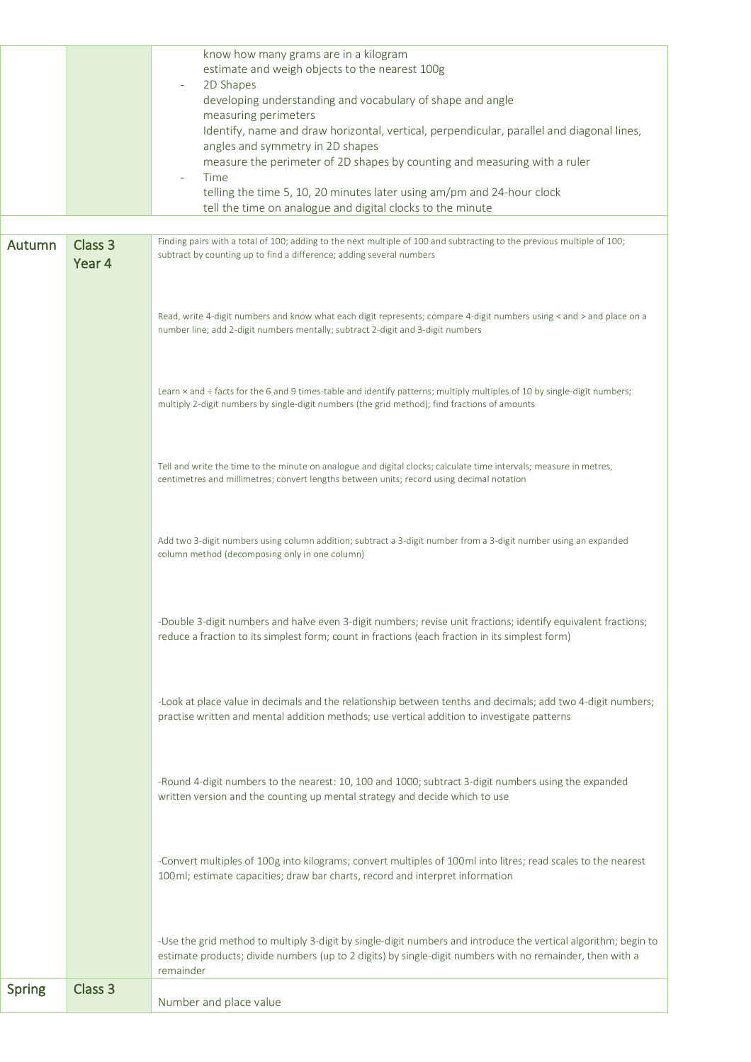| | | |
|---|---|---|
| | | know how many grams are in a kilogram<br>estimate and weigh objects to the nearest 100g<br>- 2D Shapes<br>developing understanding and vocabulary of shape and angle<br>measuring perimeters<br>Identify, name and draw horizontal, vertical, perpendicular, parallel and diagonal lines, angles and symmetry in 2D shapes<br>measure the perimeter of 2D shapes by counting and measuring with a ruler<br>- Time<br>telling the time 5, 10, 20 minutes later using am/pm and 24-hour clock<br>tell the time on analogue and digital clocks to the minute |
| | | |
| Autumn | Class 3<br>Year 4 | Finding pairs with a total of 100; adding to the next multiple of 100 and subtracting to the previous multiple of 100; subtract by counting up to find a difference; adding several numbers<br><br>Read, write 4-digit numbers and know what each digit represents; compare 4-digit numbers using < and > and place on a number line; add 2-digit numbers mentally; subtract 2-digit and 3-digit numbers<br><br>Learn × and ÷ facts for the 6 and 9 times-table and identify patterns; multiply multiples of 10 by single-digit numbers; multiply 2-digit numbers by single-digit numbers (the grid method); find fractions of amounts<br><br>Tell and write the time to the minute on analogue and digital clocks; calculate time intervals; measure in metres, centimetres and millimetres; convert lengths between units; record using decimal notation<br><br>Add two 3-digit numbers using column addition; subtract a 3-digit number from a 3-digit number using an expanded column method (decomposing only in one column)<br><br>-Double 3-digit numbers and halve even 3-digit numbers; revise unit fractions; identify equivalent fractions; reduce a fraction to its simplest form; count in fractions (each fraction in its simplest form)<br><br>-Look at place value in decimals and the relationship between tenths and decimals; add two 4-digit numbers; practise written and mental addition methods; use vertical addition to investigate patterns<br><br>-Round 4-digit numbers to the nearest: 10, 100 and 1000; subtract 3-digit numbers using the expanded written version and the counting up mental strategy and decide which to use<br><br>-Convert multiples of 100g into kilograms; convert multiples of 100ml into litres; read scales to the nearest 100ml; estimate capacities; draw bar charts, record and interpret information<br><br>-Use the grid method to multiply 3-digit by single-digit numbers and introduce the vertical algorithm; begin to estimate products; divide numbers (up to 2 digits) by single-digit numbers with no remainder, then with a remainder |
| Spring | Class 3 | Number and place value |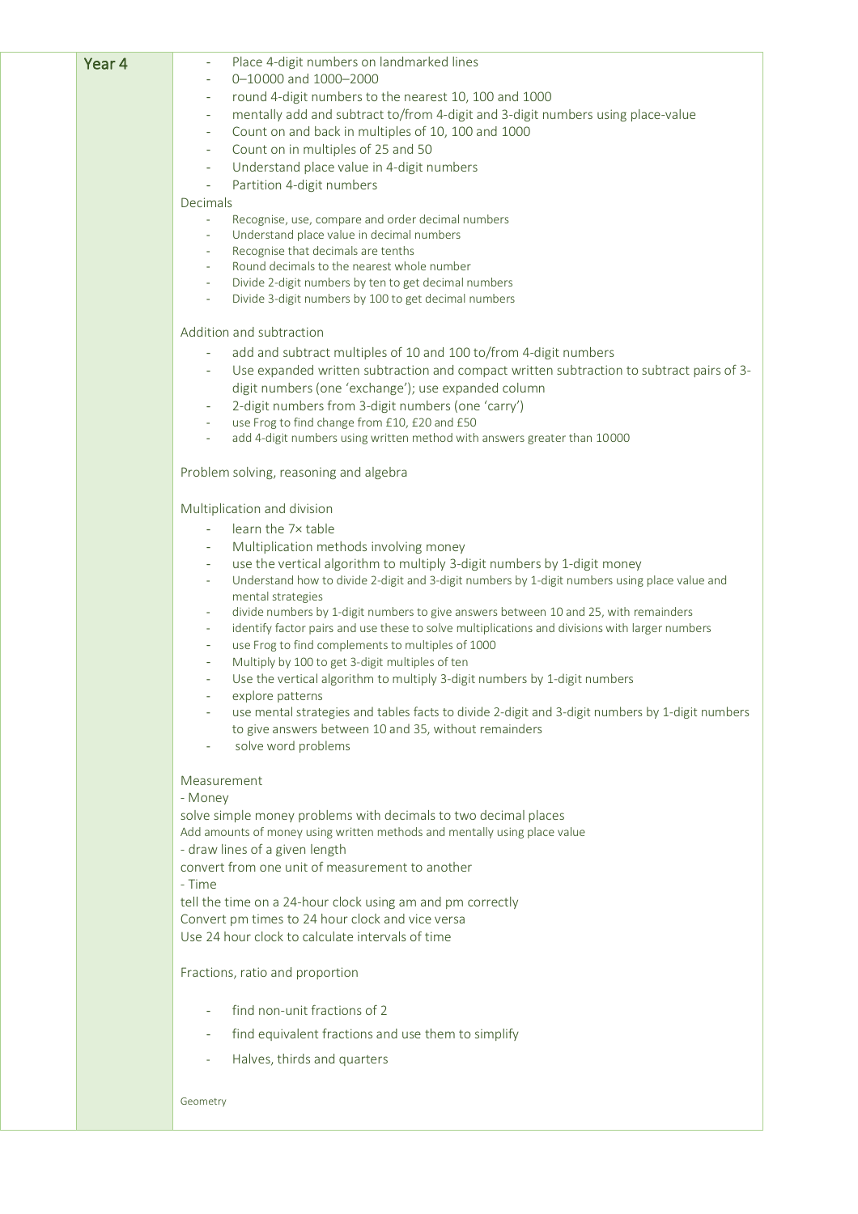## Year 4

- Place 4-digit numbers on landmarked lines
- 0–10000 and 1000–2000
- round 4-digit numbers to the nearest 10, 100 and 1000
- mentally add and subtract to/from 4-digit and 3-digit numbers using place-value
- Count on and back in multiples of 10, 100 and 1000
- Count on in multiples of 25 and 50
- Understand place value in 4-digit numbers
- Partition 4-digit numbers

Decimals

- Recognise, use, compare and order decimal numbers
- Understand place value in decimal numbers
- Recognise that decimals are tenths
- Round decimals to the nearest whole number
- Divide 2-digit numbers by ten to get decimal numbers
- Divide 3-digit numbers by 100 to get decimal numbers

Addition and subtraction

- add and subtract multiples of 10 and 100 to/from 4-digit numbers
- Use expanded written subtraction and compact written subtraction to subtract pairs of 3-digit numbers (one 'exchange'); use expanded column
- 2-digit numbers from 3-digit numbers (one 'carry')
- use Frog to find change from £10, £20 and £50
- add 4-digit numbers using written method with answers greater than 10000

Problem solving, reasoning and algebra

Multiplication and division

- learn the 7× table
- Multiplication methods involving money
- use the vertical algorithm to multiply 3-digit numbers by 1-digit money
- Understand how to divide 2-digit and 3-digit numbers by 1-digit numbers using place value and mental strategies
- divide numbers by 1-digit numbers to give answers between 10 and 25, with remainders
- identify factor pairs and use these to solve multiplications and divisions with larger numbers
- use Frog to find complements to multiples of 1000
- Multiply by 100 to get 3-digit multiples of ten
- Use the vertical algorithm to multiply 3-digit numbers by 1-digit numbers
- explore patterns
- use mental strategies and tables facts to divide 2-digit and 3-digit numbers by 1-digit numbers to give answers between 10 and 35, without remainders
- solve word problems

Measurement

- Money

solve simple money problems with decimals to two decimal places

Add amounts of money using written methods and mentally using place value

- draw lines of a given length

convert from one unit of measurement to another

- Time

tell the time on a 24-hour clock using am and pm correctly

Convert pm times to 24 hour clock and vice versa

Use 24 hour clock to calculate intervals of time

Fractions, ratio and proportion

- find non-unit fractions of 2
- find equivalent fractions and use them to simplify
- Halves, thirds and quarters

Geometry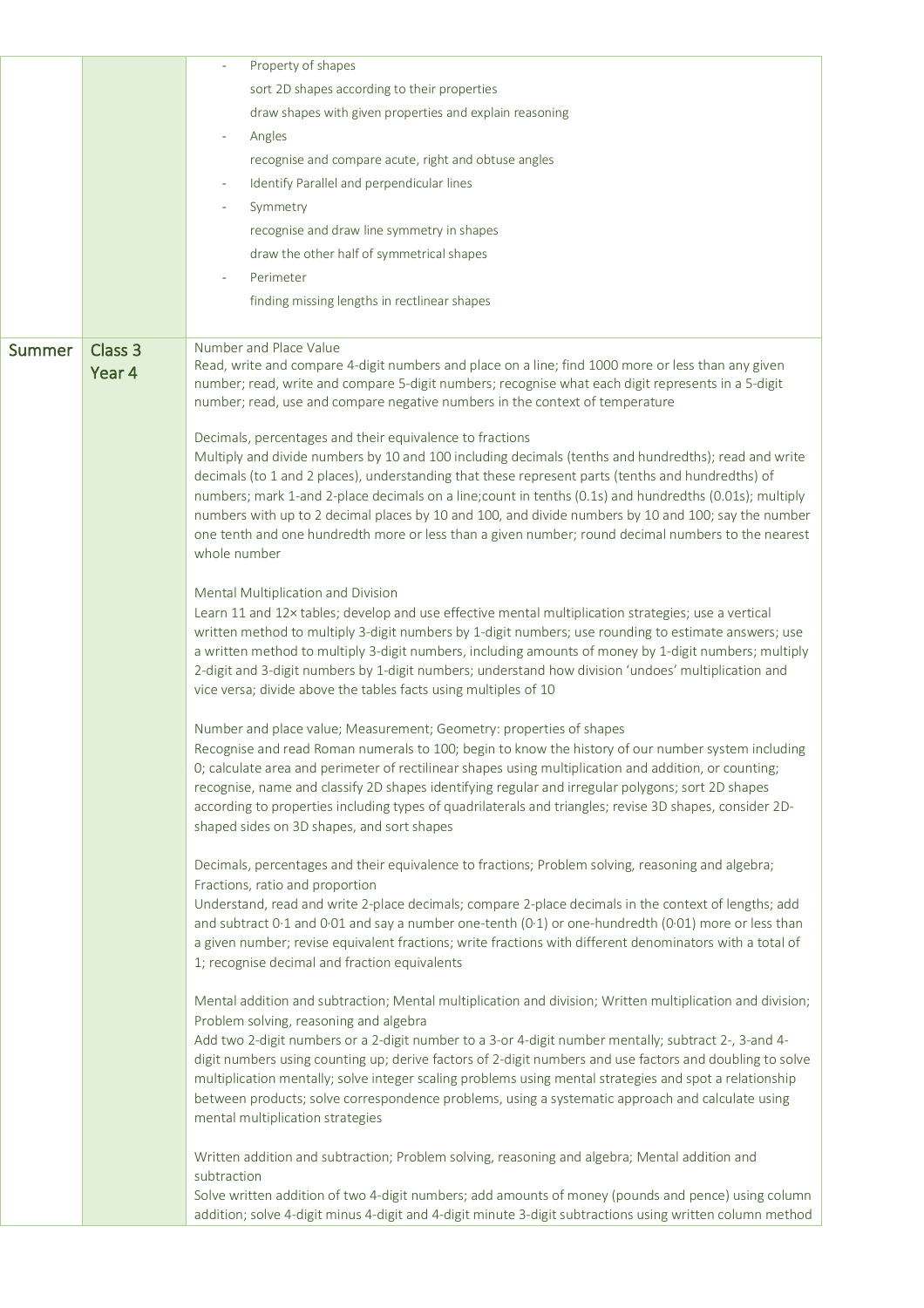| | | |
|---|---|---|
| | | - Property of shapes<br>sort 2D shapes according to their properties<br>draw shapes with given properties and explain reasoning<br>- Angles<br>recognise and compare acute, right and obtuse angles<br>- Identify Parallel and perpendicular lines<br>- Symmetry<br>recognise and draw line symmetry in shapes<br>draw the other half of symmetrical shapes<br>- Perimeter<br>finding missing lengths in rectlinear shapes |
| Summer | Class 3<br>Year 4 | Number and Place Value<br>Read, write and compare 4-digit numbers and place on a line; find 1000 more or less than any given number; read, write and compare 5-digit numbers; recognise what each digit represents in a 5-digit number; read, use and compare negative numbers in the context of temperature<br><br>Decimals, percentages and their equivalence to fractions<br>Multiply and divide numbers by 10 and 100 including decimals (tenths and hundredths); read and write decimals (to 1 and 2 places), understanding that these represent parts (tenths and hundredths) of numbers; mark 1-and 2-place decimals on a line;count in tenths (0.1s) and hundredths (0.01s); multiply numbers with up to 2 decimal places by 10 and 100, and divide numbers by 10 and 100; say the number one tenth and one hundredth more or less than a given number; round decimal numbers to the nearest whole number<br><br>Mental Multiplication and Division<br>Learn 11 and 12× tables; develop and use effective mental multiplication strategies; use a vertical written method to multiply 3-digit numbers by 1-digit numbers; use rounding to estimate answers; use a written method to multiply 3-digit numbers, including amounts of money by 1-digit numbers; multiply 2-digit and 3-digit numbers by 1-digit numbers; understand how division 'undoes' multiplication and vice versa; divide above the tables facts using multiples of 10<br><br>Number and place value; Measurement; Geometry: properties of shapes<br>Recognise and read Roman numerals to 100; begin to know the history of our number system including 0; calculate area and perimeter of rectilinear shapes using multiplication and addition, or counting; recognise, name and classify 2D shapes identifying regular and irregular polygons; sort 2D shapes according to properties including types of quadrilaterals and triangles; revise 3D shapes, consider 2D-shaped sides on 3D shapes, and sort shapes<br><br>Decimals, percentages and their equivalence to fractions; Problem solving, reasoning and algebra; Fractions, ratio and proportion<br>Understand, read and write 2-place decimals; compare 2-place decimals in the context of lengths; add and subtract 0·1 and 0·01 and say a number one-tenth (0·1) or one-hundredth (0·01) more or less than a given number; revise equivalent fractions; write fractions with different denominators with a total of 1; recognise decimal and fraction equivalents<br><br>Mental addition and subtraction; Mental multiplication and division; Written multiplication and division; Problem solving, reasoning and algebra<br>Add two 2-digit numbers or a 2-digit number to a 3-or 4-digit number mentally; subtract 2-, 3-and 4-digit numbers using counting up; derive factors of 2-digit numbers and use factors and doubling to solve multiplication mentally; solve integer scaling problems using mental strategies and spot a relationship between products; solve correspondence problems, using a systematic approach and calculate using mental multiplication strategies<br><br>Written addition and subtraction; Problem solving, reasoning and algebra; Mental addition and subtraction<br>Solve written addition of two 4-digit numbers; add amounts of money (pounds and pence) using column addition; solve 4-digit minus 4-digit and 4-digit minute 3-digit subtractions using written column method |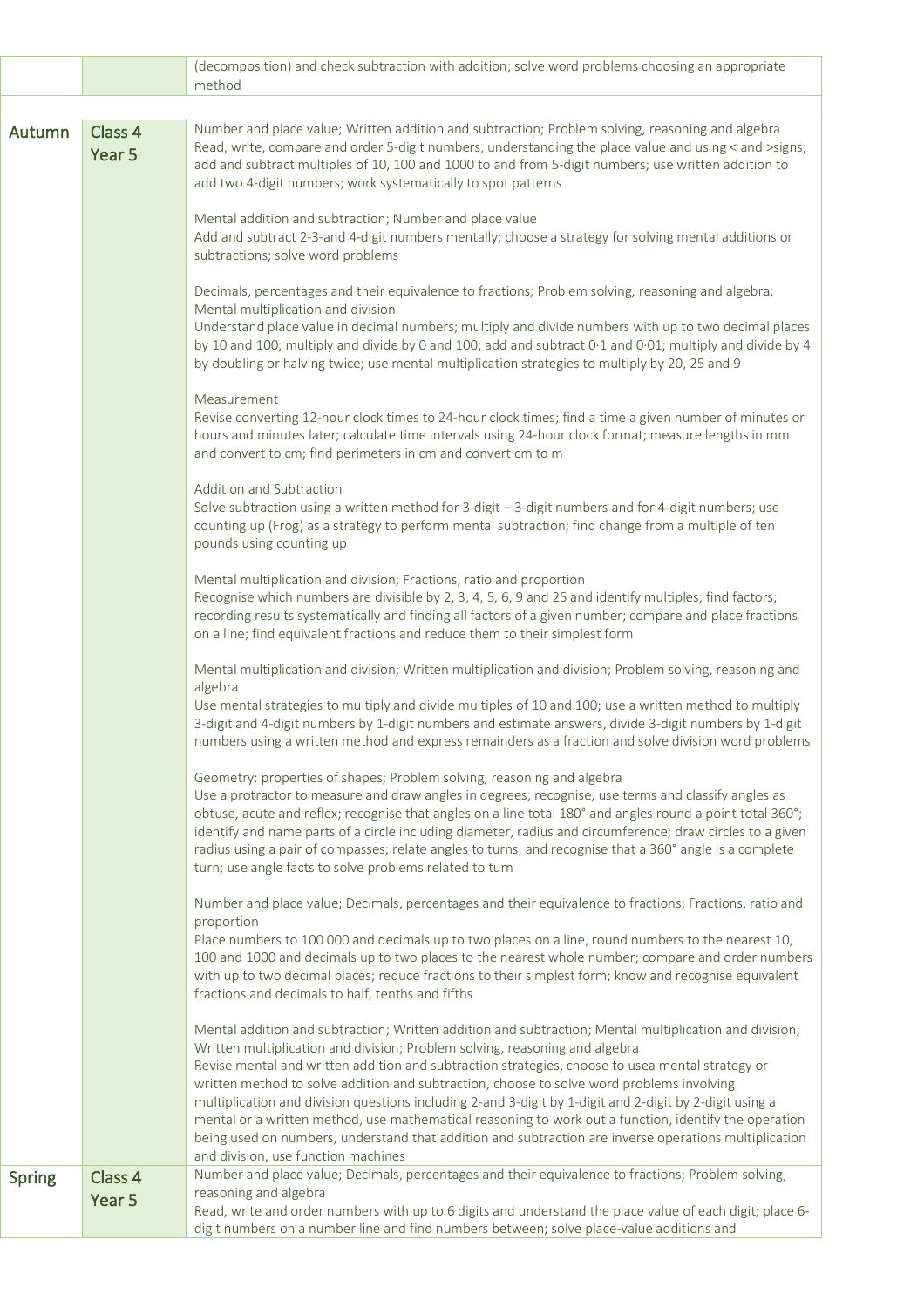|  |  |  |
| --- | --- | --- |
|  |  | (decomposition) and check subtraction with addition; solve word problems choosing an appropriate method |
|  |  |  |
| Autumn | Class 4<br>Year 5 | Number and place value; Written addition and subtraction; Problem solving, reasoning and algebra<br>Read, write, compare and order 5-digit numbers, understanding the place value and using < and >signs; add and subtract multiples of 10, 100 and 1000 to and from 5-digit numbers; use written addition to add two 4-digit numbers; work systematically to spot patterns<br><br>Mental addition and subtraction; Number and place value<br>Add and subtract 2-3-and 4-digit numbers mentally; choose a strategy for solving mental additions or subtractions; solve word problems<br><br>Decimals, percentages and their equivalence to fractions; Problem solving, reasoning and algebra; Mental multiplication and division<br>Understand place value in decimal numbers; multiply and divide numbers with up to two decimal places by 10 and 100; multiply and divide by 0 and 100; add and subtract 0·1 and 0·01; multiply and divide by 4 by doubling or halving twice; use mental multiplication strategies to multiply by 20, 25 and 9<br><br>Measurement<br>Revise converting 12-hour clock times to 24-hour clock times; find a time a given number of minutes or hours and minutes later; calculate time intervals using 24-hour clock format; measure lengths in mm and convert to cm; find perimeters in cm and convert cm to m<br><br>Addition and Subtraction<br>Solve subtraction using a written method for 3-digit − 3-digit numbers and for 4-digit numbers; use counting up (Frog) as a strategy to perform mental subtraction; find change from a multiple of ten pounds using counting up<br><br>Mental multiplication and division; Fractions, ratio and proportion<br>Recognise which numbers are divisible by 2, 3, 4, 5, 6, 9 and 25 and identify multiples; find factors; recording results systematically and finding all factors of a given number; compare and place fractions on a line; find equivalent fractions and reduce them to their simplest form<br><br>Mental multiplication and division; Written multiplication and division; Problem solving, reasoning and algebra<br>Use mental strategies to multiply and divide multiples of 10 and 100; use a written method to multiply 3-digit and 4-digit numbers by 1-digit numbers and estimate answers, divide 3-digit numbers by 1-digit numbers using a written method and express remainders as a fraction and solve division word problems<br><br>Geometry: properties of shapes; Problem solving, reasoning and algebra<br>Use a protractor to measure and draw angles in degrees; recognise, use terms and classify angles as obtuse, acute and reflex; recognise that angles on a line total 180° and angles round a point total 360°; identify and name parts of a circle including diameter, radius and circumference; draw circles to a given radius using a pair of compasses; relate angles to turns, and recognise that a 360° angle is a complete turn; use angle facts to solve problems related to turn<br><br>Number and place value; Decimals, percentages and their equivalence to fractions; Fractions, ratio and proportion<br>Place numbers to 100 000 and decimals up to two places on a line, round numbers to the nearest 10, 100 and 1000 and decimals up to two places to the nearest whole number; compare and order numbers with up to two decimal places; reduce fractions to their simplest form; know and recognise equivalent fractions and decimals to half, tenths and fifths<br><br>Mental addition and subtraction; Written addition and subtraction; Mental multiplication and division; Written multiplication and division; Problem solving, reasoning and algebra<br>Revise mental and written addition and subtraction strategies, choose to usea mental strategy or written method to solve addition and subtraction, choose to solve word problems involving multiplication and division questions including 2-and 3-digit by 1-digit and 2-digit by 2-digit using a mental or a written method, use mathematical reasoning to work out a function, identify the operation being used on numbers, understand that addition and subtraction are inverse operations multiplication and division, use function machines |
| Spring | Class 4<br>Year 5 | Number and place value; Decimals, percentages and their equivalence to fractions; Problem solving, reasoning and algebra<br>Read, write and order numbers with up to 6 digits and understand the place value of each digit; place 6-digit numbers on a number line and find numbers between; solve place-value additions and |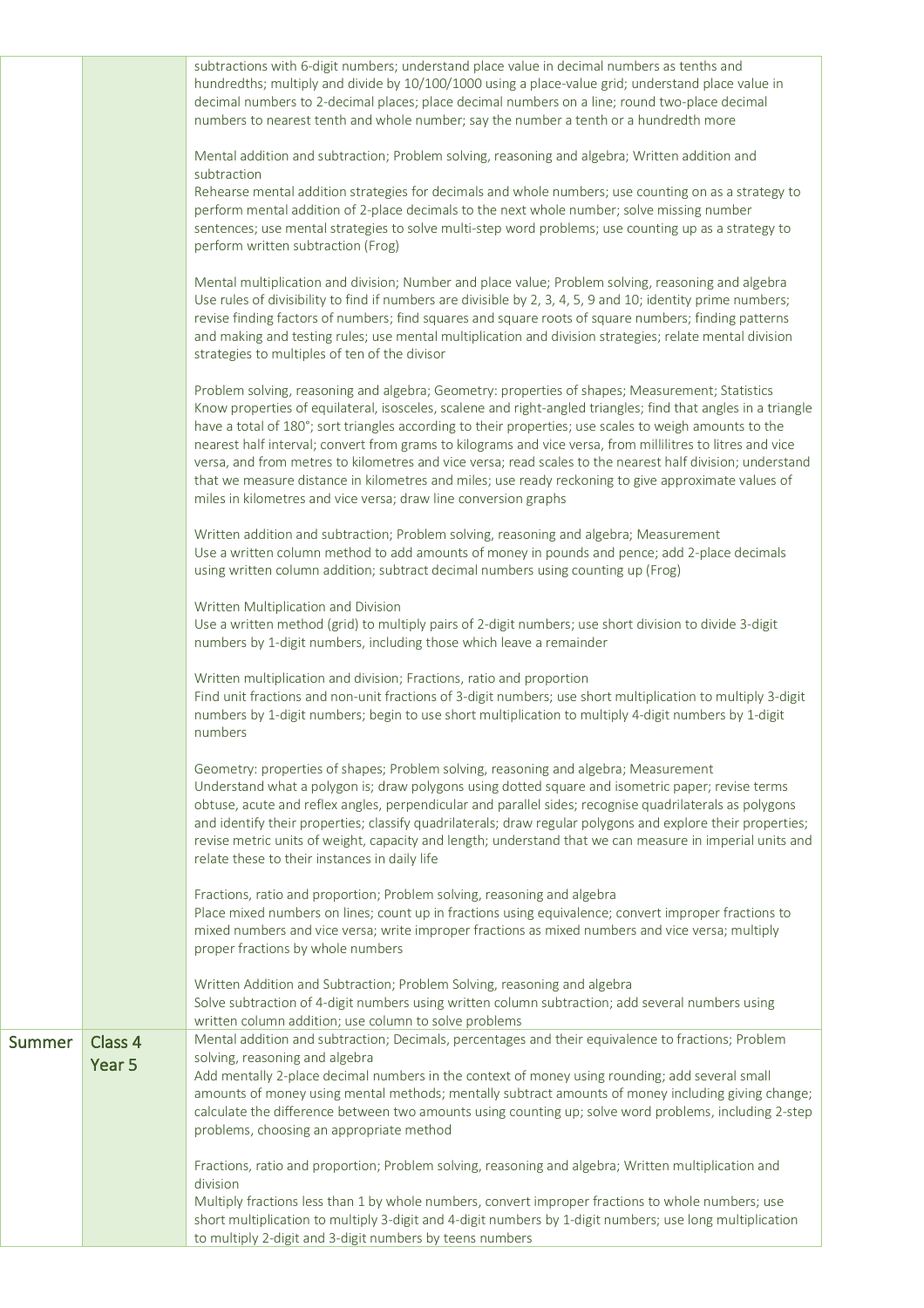|  |  |  |
|---|---|---|
|  |  | subtractions with 6-digit numbers; understand place value in decimal numbers as tenths and hundredths; multiply and divide by 10/100/1000 using a place-value grid; understand place value in decimal numbers to 2-decimal places; place decimal numbers on a line; round two-place decimal numbers to nearest tenth and whole number; say the number a tenth or a hundredth more<br><br>Mental addition and subtraction; Problem solving, reasoning and algebra; Written addition and subtraction<br>Rehearse mental addition strategies for decimals and whole numbers; use counting on as a strategy to perform mental addition of 2-place decimals to the next whole number; solve missing number sentences; use mental strategies to solve multi-step word problems; use counting up as a strategy to perform written subtraction (Frog)<br><br>Mental multiplication and division; Number and place value; Problem solving, reasoning and algebra<br>Use rules of divisibility to find if numbers are divisible by 2, 3, 4, 5, 9 and 10; identity prime numbers; revise finding factors of numbers; find squares and square roots of square numbers; finding patterns and making and testing rules; use mental multiplication and division strategies; relate mental division strategies to multiples of ten of the divisor<br><br>Problem solving, reasoning and algebra; Geometry: properties of shapes; Measurement; Statistics<br>Know properties of equilateral, isosceles, scalene and right-angled triangles; find that angles in a triangle have a total of 180°; sort triangles according to their properties; use scales to weigh amounts to the nearest half interval; convert from grams to kilograms and vice versa, from millilitres to litres and vice versa, and from metres to kilometres and vice versa; read scales to the nearest half division; understand that we measure distance in kilometres and miles; use ready reckoning to give approximate values of miles in kilometres and vice versa; draw line conversion graphs<br><br>Written addition and subtraction; Problem solving, reasoning and algebra; Measurement<br>Use a written column method to add amounts of money in pounds and pence; add 2-place decimals using written column addition; subtract decimal numbers using counting up (Frog)<br><br>Written Multiplication and Division<br>Use a written method (grid) to multiply pairs of 2-digit numbers; use short division to divide 3-digit numbers by 1-digit numbers, including those which leave a remainder<br><br>Written multiplication and division; Fractions, ratio and proportion<br>Find unit fractions and non-unit fractions of 3-digit numbers; use short multiplication to multiply 3-digit numbers by 1-digit numbers; begin to use short multiplication to multiply 4-digit numbers by 1-digit numbers<br><br>Geometry: properties of shapes; Problem solving, reasoning and algebra; Measurement<br>Understand what a polygon is; draw polygons using dotted square and isometric paper; revise terms obtuse, acute and reflex angles, perpendicular and parallel sides; recognise quadrilaterals as polygons and identify their properties; classify quadrilaterals; draw regular polygons and explore their properties; revise metric units of weight, capacity and length; understand that we can measure in imperial units and relate these to their instances in daily life<br><br>Fractions, ratio and proportion; Problem solving, reasoning and algebra<br>Place mixed numbers on lines; count up in fractions using equivalence; convert improper fractions to mixed numbers and vice versa; write improper fractions as mixed numbers and vice versa; multiply proper fractions by whole numbers<br><br>Written Addition and Subtraction; Problem Solving, reasoning and algebra<br>Solve subtraction of 4-digit numbers using written column subtraction; add several numbers using written column addition; use column to solve problems |
| Summer | Class 4<br>Year 5 | Mental addition and subtraction; Decimals, percentages and their equivalence to fractions; Problem solving, reasoning and algebra<br>Add mentally 2-place decimal numbers in the context of money using rounding; add several small amounts of money using mental methods; mentally subtract amounts of money including giving change; calculate the difference between two amounts using counting up; solve word problems, including 2-step problems, choosing an appropriate method<br><br>Fractions, ratio and proportion; Problem solving, reasoning and algebra; Written multiplication and division<br>Multiply fractions less than 1 by whole numbers, convert improper fractions to whole numbers; use short multiplication to multiply 3-digit and 4-digit numbers by 1-digit numbers; use long multiplication to multiply 2-digit and 3-digit numbers by teens numbers |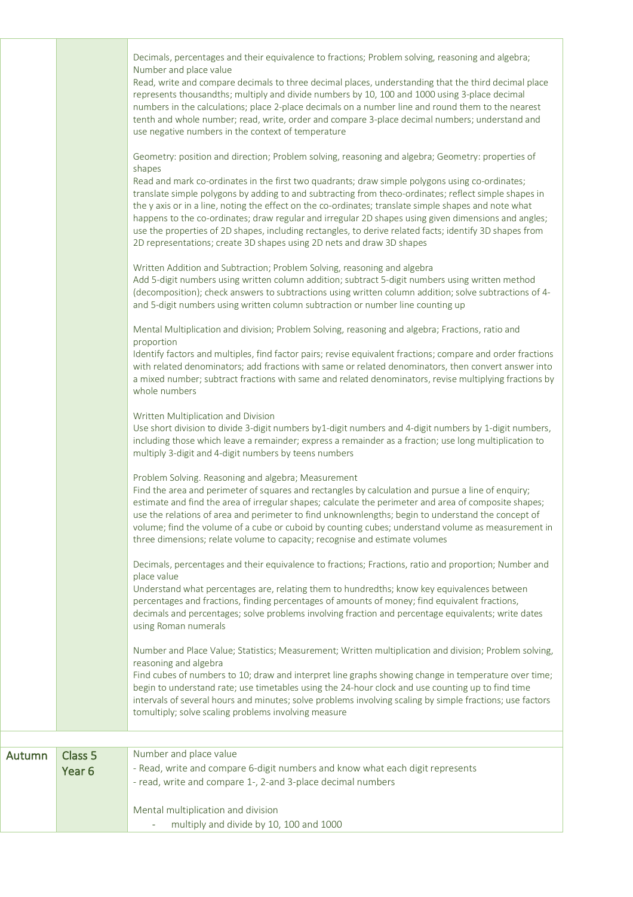| | | |
|---|---|---|
| | | Decimals, percentages and their equivalence to fractions; Problem solving, reasoning and algebra; Number and place value<br>Read, write and compare decimals to three decimal places, understanding that the third decimal place represents thousandths; multiply and divide numbers by 10, 100 and 1000 using 3-place decimal numbers in the calculations; place 2-place decimals on a number line and round them to the nearest tenth and whole number; read, write, order and compare 3-place decimal numbers; understand and use negative numbers in the context of temperature<br><br>Geometry: position and direction; Problem solving, reasoning and algebra; Geometry: properties of shapes<br>Read and mark co-ordinates in the first two quadrants; draw simple polygons using co-ordinates; translate simple polygons by adding to and subtracting from theco-ordinates; reflect simple shapes in the y axis or in a line, noting the effect on the co-ordinates; translate simple shapes and note what happens to the co-ordinates; draw regular and irregular 2D shapes using given dimensions and angles; use the properties of 2D shapes, including rectangles, to derive related facts; identify 3D shapes from 2D representations; create 3D shapes using 2D nets and draw 3D shapes<br><br>Written Addition and Subtraction; Problem Solving, reasoning and algebra<br>Add 5-digit numbers using written column addition; subtract 5-digit numbers using written method (decomposition); check answers to subtractions using written column addition; solve subtractions of 4- and 5-digit numbers using written column subtraction or number line counting up<br><br>Mental Multiplication and division; Problem Solving, reasoning and algebra; Fractions, ratio and proportion<br>Identify factors and multiples, find factor pairs; revise equivalent fractions; compare and order fractions with related denominators; add fractions with same or related denominators, then convert answer into a mixed number; subtract fractions with same and related denominators, revise multiplying fractions by whole numbers<br><br>Written Multiplication and Division<br>Use short division to divide 3-digit numbers by1-digit numbers and 4-digit numbers by 1-digit numbers, including those which leave a remainder; express a remainder as a fraction; use long multiplication to multiply 3-digit and 4-digit numbers by teens numbers<br><br>Problem Solving. Reasoning and algebra; Measurement<br>Find the area and perimeter of squares and rectangles by calculation and pursue a line of enquiry; estimate and find the area of irregular shapes; calculate the perimeter and area of composite shapes; use the relations of area and perimeter to find unknownlengths; begin to understand the concept of volume; find the volume of a cube or cuboid by counting cubes; understand volume as measurement in three dimensions; relate volume to capacity; recognise and estimate volumes<br><br>Decimals, percentages and their equivalence to fractions; Fractions, ratio and proportion; Number and place value<br>Understand what percentages are, relating them to hundredths; know key equivalences between percentages and fractions, finding percentages of amounts of money; find equivalent fractions, decimals and percentages; solve problems involving fraction and percentage equivalents; write dates using Roman numerals<br><br>Number and Place Value; Statistics; Measurement; Written multiplication and division; Problem solving, reasoning and algebra<br>Find cubes of numbers to 10; draw and interpret line graphs showing change in temperature over time; begin to understand rate; use timetables using the 24-hour clock and use counting up to find time intervals of several hours and minutes; solve problems involving scaling by simple fractions; use factors tomultiply; solve scaling problems involving measure |
| | | |
| Autumn | Class 5<br>Year 6 | Number and place value<br>- Read, write and compare 6-digit numbers and know what each digit represents<br>- read, write and compare 1-, 2-and 3-place decimal numbers<br><br>Mental multiplication and division<br>- multiply and divide by 10, 100 and 1000 |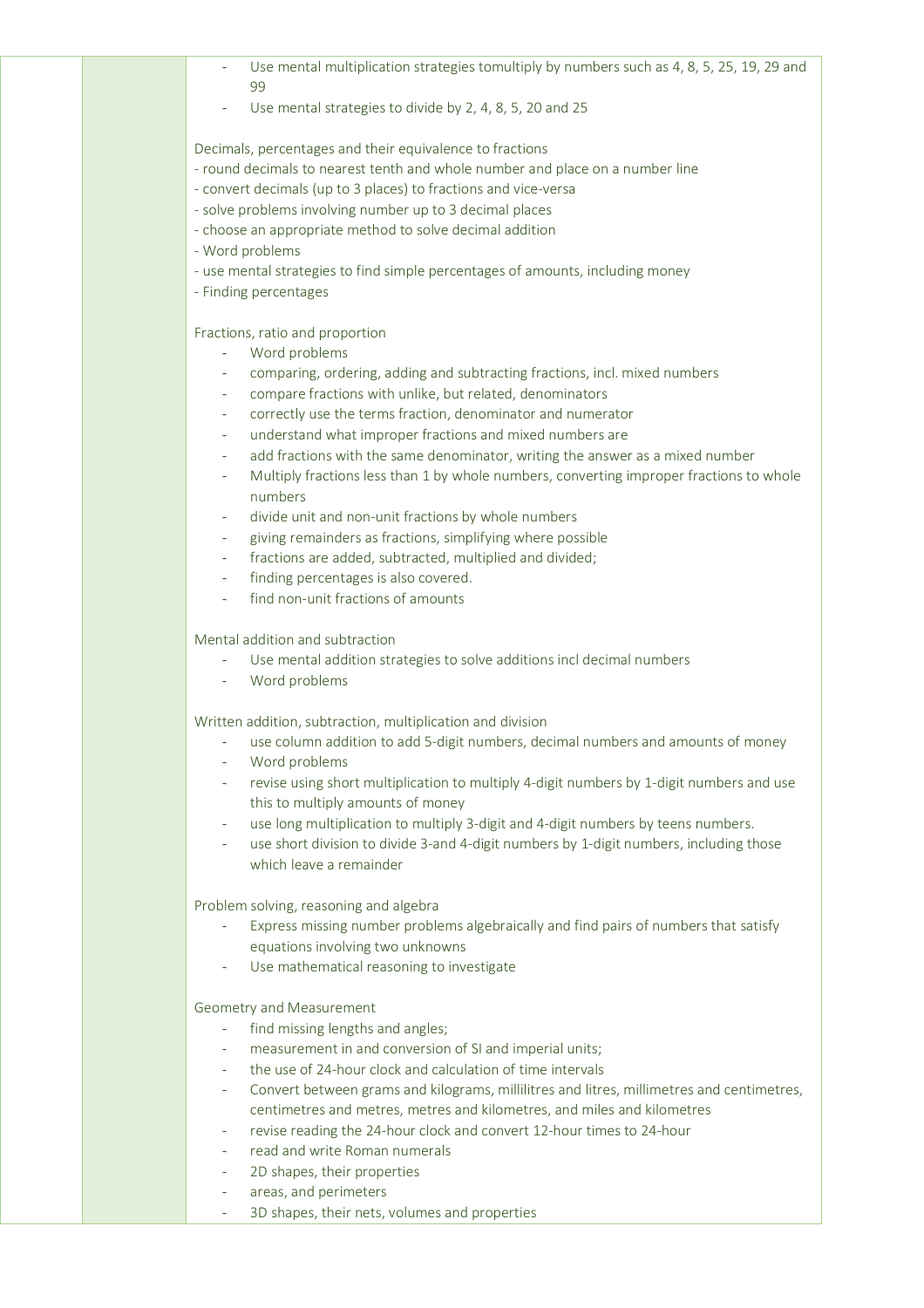- Use mental multiplication strategies tomultiply by numbers such as 4, 8, 5, 25, 19, 29 and 99
- Use mental strategies to divide by 2, 4, 8, 5, 20 and 25

Decimals, percentages and their equivalence to fractions

- round decimals to nearest tenth and whole number and place on a number line
- convert decimals (up to 3 places) to fractions and vice-versa
- solve problems involving number up to 3 decimal places
- choose an appropriate method to solve decimal addition
- Word problems
- use mental strategies to find simple percentages of amounts, including money
- Finding percentages

Fractions, ratio and proportion

- Word problems
- comparing, ordering, adding and subtracting fractions, incl. mixed numbers
- compare fractions with unlike, but related, denominators
- correctly use the terms fraction, denominator and numerator
- understand what improper fractions and mixed numbers are
- add fractions with the same denominator, writing the answer as a mixed number
- Multiply fractions less than 1 by whole numbers, converting improper fractions to whole numbers
- divide unit and non-unit fractions by whole numbers
- giving remainders as fractions, simplifying where possible
- fractions are added, subtracted, multiplied and divided;
- finding percentages is also covered.
- find non-unit fractions of amounts

Mental addition and subtraction

- Use mental addition strategies to solve additions incl decimal numbers
- Word problems

Written addition, subtraction, multiplication and division

- use column addition to add 5-digit numbers, decimal numbers and amounts of money
- Word problems
- revise using short multiplication to multiply 4-digit numbers by 1-digit numbers and use this to multiply amounts of money
- use long multiplication to multiply 3-digit and 4-digit numbers by teens numbers.
- use short division to divide 3-and 4-digit numbers by 1-digit numbers, including those which leave a remainder

Problem solving, reasoning and algebra

- Express missing number problems algebraically and find pairs of numbers that satisfy equations involving two unknowns
- Use mathematical reasoning to investigate

Geometry and Measurement

- find missing lengths and angles;
- measurement in and conversion of SI and imperial units;
- the use of 24-hour clock and calculation of time intervals
- Convert between grams and kilograms, millilitres and litres, millimetres and centimetres, centimetres and metres, metres and kilometres, and miles and kilometres
- revise reading the 24-hour clock and convert 12-hour times to 24-hour
- read and write Roman numerals
- 2D shapes, their properties
- areas, and perimeters
- 3D shapes, their nets, volumes and properties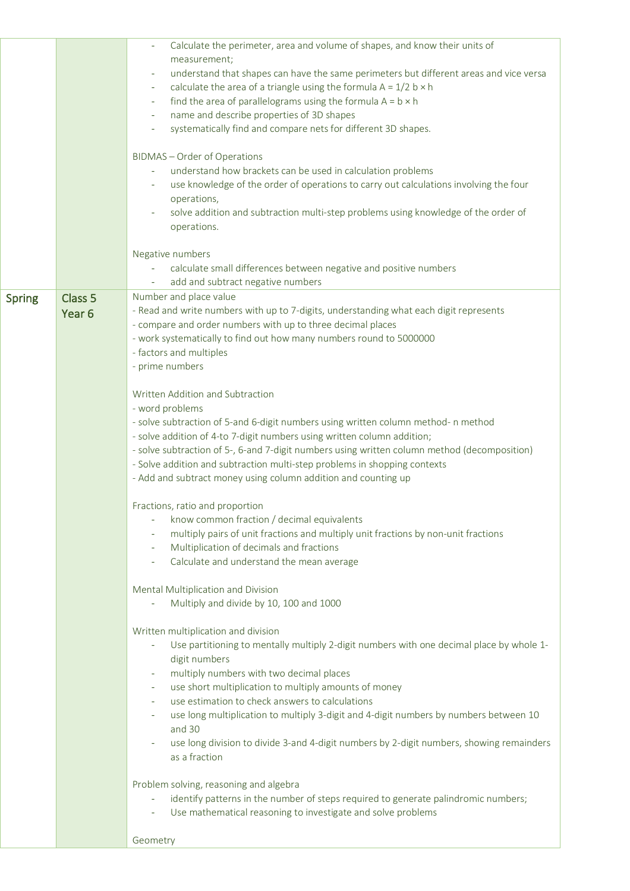| | | |
|---|---|---|
| | | - Calculate the perimeter, area and volume of shapes, and know their units of measurement;<br>- understand that shapes can have the same perimeters but different areas and vice versa<br>- calculate the area of a triangle using the formula $A = 1/2\ b \times h$<br>- find the area of parallelograms using the formula $A = b \times h$<br>- name and describe properties of 3D shapes<br>- systematically find and compare nets for different 3D shapes.<br><br>BIDMAS – Order of Operations<br>- understand how brackets can be used in calculation problems<br>- use knowledge of the order of operations to carry out calculations involving the four operations,<br>- solve addition and subtraction multi-step problems using knowledge of the order of operations.<br><br>Negative numbers<br>- calculate small differences between negative and positive numbers<br>- add and subtract negative numbers |
| Spring | Class 5<br>Year 6 | Number and place value<br>- Read and write numbers with up to 7-digits, understanding what each digit represents<br>- compare and order numbers with up to three decimal places<br>- work systematically to find out how many numbers round to 5000000<br>- factors and multiples<br>- prime numbers<br><br>Written Addition and Subtraction<br>- word problems<br>- solve subtraction of 5-and 6-digit numbers using written column method- n method<br>- solve addition of 4-to 7-digit numbers using written column addition;<br>- solve subtraction of 5-, 6-and 7-digit numbers using written column method (decomposition)<br>- Solve addition and subtraction multi-step problems in shopping contexts<br>- Add and subtract money using column addition and counting up<br><br>Fractions, ratio and proportion<br>- know common fraction / decimal equivalents<br>- multiply pairs of unit fractions and multiply unit fractions by non-unit fractions<br>- Multiplication of decimals and fractions<br>- Calculate and understand the mean average<br><br>Mental Multiplication and Division<br>- Multiply and divide by 10, 100 and 1000<br><br>Written multiplication and division<br>- Use partitioning to mentally multiply 2-digit numbers with one decimal place by whole 1-digit numbers<br>- multiply numbers with two decimal places<br>- use short multiplication to multiply amounts of money<br>- use estimation to check answers to calculations<br>- use long multiplication to multiply 3-digit and 4-digit numbers by numbers between 10 and 30<br>- use long division to divide 3-and 4-digit numbers by 2-digit numbers, showing remainders as a fraction<br><br>Problem solving, reasoning and algebra<br>- identify patterns in the number of steps required to generate palindromic numbers;<br>- Use mathematical reasoning to investigate and solve problems<br><br>Geometry |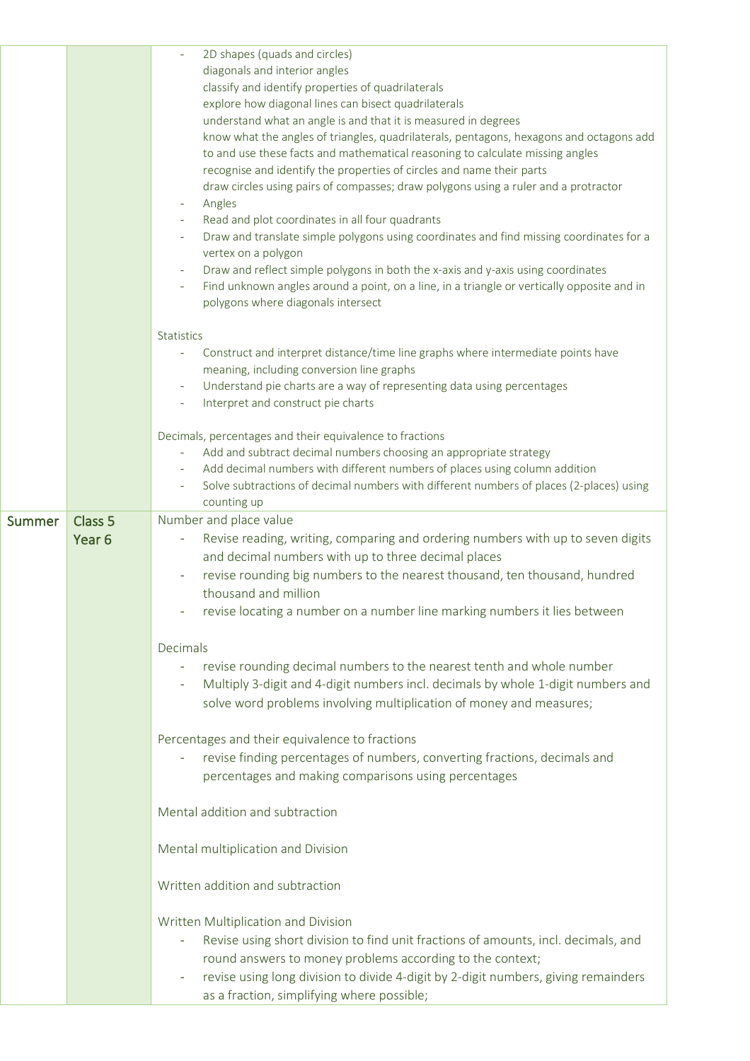| | | |
|---|---|---|
| | | - 2D shapes (quads and circles)<br>diagonals and interior angles<br>classify and identify properties of quadrilaterals<br>explore how diagonal lines can bisect quadrilaterals<br>understand what an angle is and that it is measured in degrees<br>know what the angles of triangles, quadrilaterals, pentagons, hexagons and octagons add to and use these facts and mathematical reasoning to calculate missing angles<br>recognise and identify the properties of circles and name their parts<br>draw circles using pairs of compasses; draw polygons using a ruler and a protractor<br>- Angles<br>- Read and plot coordinates in all four quadrants<br>- Draw and translate simple polygons using coordinates and find missing coordinates for a vertex on a polygon<br>- Draw and reflect simple polygons in both the x-axis and y-axis using coordinates<br>- Find unknown angles around a point, on a line, in a triangle or vertically opposite and in polygons where diagonals intersect<br><br>Statistics<br>- Construct and interpret distance/time line graphs where intermediate points have meaning, including conversion line graphs<br>- Understand pie charts are a way of representing data using percentages<br>- Interpret and construct pie charts<br><br>Decimals, percentages and their equivalence to fractions<br>- Add and subtract decimal numbers choosing an appropriate strategy<br>- Add decimal numbers with different numbers of places using column addition<br>- Solve subtractions of decimal numbers with different numbers of places (2-places) using counting up |
| Summer | Class 5<br>Year 6 | Number and place value<br>- Revise reading, writing, comparing and ordering numbers with up to seven digits and decimal numbers with up to three decimal places<br>- revise rounding big numbers to the nearest thousand, ten thousand, hundred thousand and million<br>- revise locating a number on a number line marking numbers it lies between<br><br>Decimals<br>- revise rounding decimal numbers to the nearest tenth and whole number<br>- Multiply 3-digit and 4-digit numbers incl. decimals by whole 1-digit numbers and solve word problems involving multiplication of money and measures;<br><br>Percentages and their equivalence to fractions<br>- revise finding percentages of numbers, converting fractions, decimals and percentages and making comparisons using percentages<br><br>Mental addition and subtraction<br><br>Mental multiplication and Division<br><br>Written addition and subtraction<br><br>Written Multiplication and Division<br>- Revise using short division to find unit fractions of amounts, incl. decimals, and round answers to money problems according to the context;<br>- revise using long division to divide 4-digit by 2-digit numbers, giving remainders as a fraction, simplifying where possible; |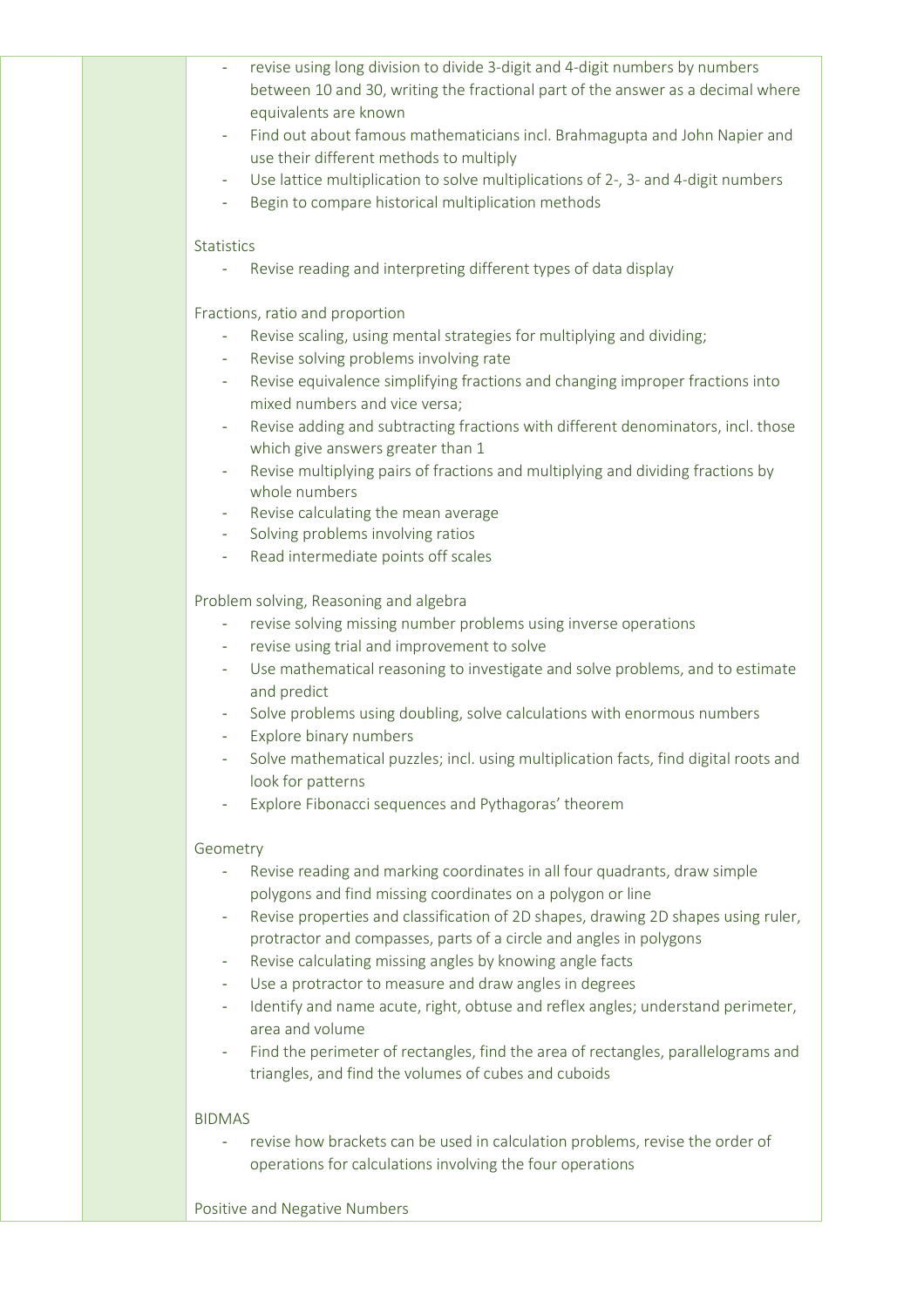- revise using long division to divide 3-digit and 4-digit numbers by numbers between 10 and 30, writing the fractional part of the answer as a decimal where equivalents are known
- Find out about famous mathematicians incl. Brahmagupta and John Napier and use their different methods to multiply
- Use lattice multiplication to solve multiplications of 2-, 3- and 4-digit numbers
- Begin to compare historical multiplication methods

Statistics

- Revise reading and interpreting different types of data display

Fractions, ratio and proportion

- Revise scaling, using mental strategies for multiplying and dividing;
- Revise solving problems involving rate
- Revise equivalence simplifying fractions and changing improper fractions into mixed numbers and vice versa;
- Revise adding and subtracting fractions with different denominators, incl. those which give answers greater than 1
- Revise multiplying pairs of fractions and multiplying and dividing fractions by whole numbers
- Revise calculating the mean average
- Solving problems involving ratios
- Read intermediate points off scales

Problem solving, Reasoning and algebra

- revise solving missing number problems using inverse operations
- revise using trial and improvement to solve
- Use mathematical reasoning to investigate and solve problems, and to estimate and predict
- Solve problems using doubling, solve calculations with enormous numbers
- Explore binary numbers
- Solve mathematical puzzles; incl. using multiplication facts, find digital roots and look for patterns
- Explore Fibonacci sequences and Pythagoras' theorem

Geometry

- Revise reading and marking coordinates in all four quadrants, draw simple polygons and find missing coordinates on a polygon or line
- Revise properties and classification of 2D shapes, drawing 2D shapes using ruler, protractor and compasses, parts of a circle and angles in polygons
- Revise calculating missing angles by knowing angle facts
- Use a protractor to measure and draw angles in degrees
- Identify and name acute, right, obtuse and reflex angles; understand perimeter, area and volume
- Find the perimeter of rectangles, find the area of rectangles, parallelograms and triangles, and find the volumes of cubes and cuboids

BIDMAS

- revise how brackets can be used in calculation problems, revise the order of operations for calculations involving the four operations

Positive and Negative Numbers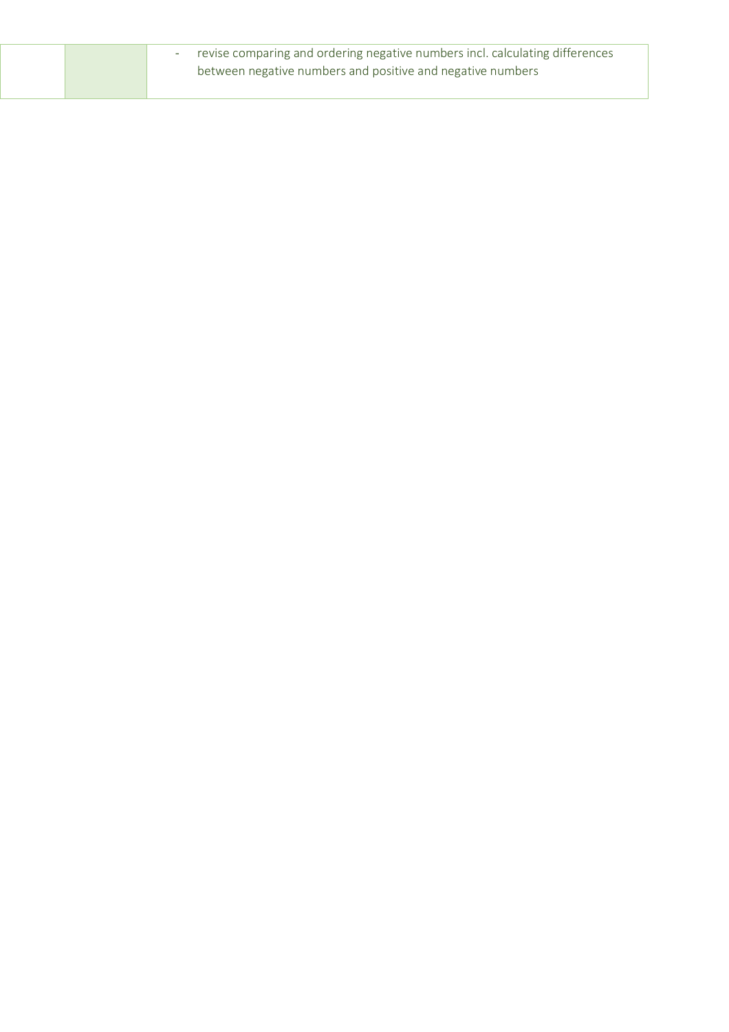| | | |
|---|---|---|
| | | - revise comparing and ordering negative numbers incl. calculating differences between negative numbers and positive and negative numbers |